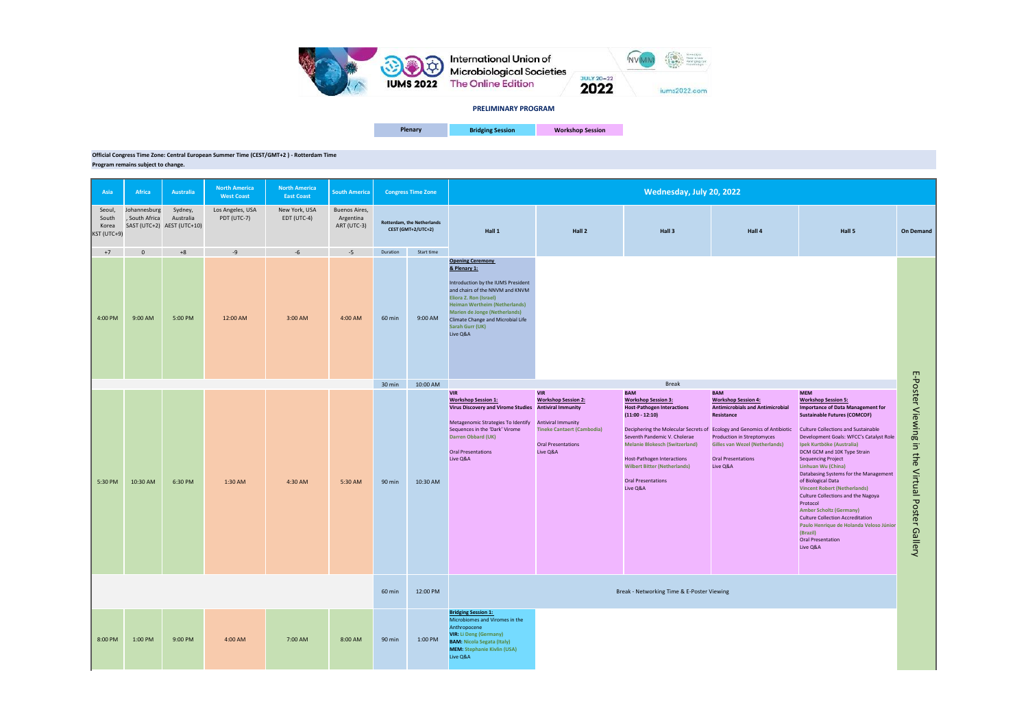International Union of Microbiological Societies

IUMS 2022 The Online Edition

JULY 20–22 2022

iums2022.com

**PRELIMINARY PROGRAM**

| Plenary | Bridging Session | Workshop Session |
|---|---|---|

**Official Congress Time Zone: Central European Summer Time (CEST/GMT+2 ) - Rotterdam Time**
**Program remains subject to change.**

| Asia | Africa | Australia | North America West Coast | North America East Coast | South America | Congress Time Zone | | Wednesday, July 20, 2022 | | | | | |
|---|---|---|---|---|---|---|---|---|---|---|---|---|---|
| Seoul, South Korea KST (UTC+9) | Johannesburg, South Africa SAST (UTC+2) | Sydney, Australia AEST (UTC+10) | Los Angeles, USA PDT (UTC-7) | New York, USA EDT (UTC-4) | Buenos Aires, Argentina ART (UTC-3) | Rotterdam, the Netherlands CEST (GMT+2/UTC+2) | | Hall 1 | Hall 2 | Hall 3 | Hall 4 | Hall 5 | On Demand |
| +7 | 0 | +8 | -9 | -6 | -5 | Duration | Start time | | | | | | |
| 4:00 PM | 9:00 AM | 5:00 PM | 12:00 AM | 3:00 AM | 4:00 AM | 60 min | 9:00 AM | **Opening Ceremony & Plenary 1:** Introduction by the IUMS President and chairs of the NNVM and KNVM Eliora Z. Ron (Israel) Heiman Wertheim (Netherlands) Marien de Jonge (Netherlands) Climate Change and Microbial Life Sarah Gurr (UK) Live Q&A | | | | | E-Poster Viewing in the Virtual Poster Gallery |
| | | | | | | 30 min | 10:00 AM | Break | | | | | |
| 5:30 PM | 10:30 AM | 6:30 PM | 1:30 AM | 4:30 AM | 5:30 AM | 90 min | 10:30 AM | VIR **Workshop Session 1:** **Virus Discovery and Virome Studies** Metagenomic Strategies To Identify Sequences in the 'Dark' Virome Darren Obbard (UK) Oral Presentations Live Q&A | VIR **Workshop Session 2:** **Antiviral Immunity** Antiviral Immunity Tineke Cantaert (Cambodia) Oral Presentations Live Q&A | BAM **Workshop Session 3:** **Host-Pathogen Interactions** **(11:00 - 12:10)** Deciphering the Molecular Secrets of Seventh Pandemic V. Cholerae Melanie Blokesch (Switzerland) Host-Pathogen Interactions Wilbert Bitter (Netherlands) Oral Presentations Live Q&A | BAM **Workshop Session 4:** **Antimicrobials and Antimicrobial Resistance** Ecology and Genomics of Antibiotic Production in Streptomyces Gilles van Wezel (Netherlands) Oral Presentations Live Q&A | MEM **Workshop Session 5:** **Importance of Data Management for Sustainable Futures (COMCOF)** Culture Collections and Sustainable Development Goals: WFCC's Catalyst Role Ipek Kurtböke (Australia) DCM GCM and 10K Type Strain Sequencing Project Linhuan Wu (China) Databasing Systems for the Management of Biological Data Vincent Robert (Netherlands) Culture Collections and the Nagoya Protocol Amber Scholtz (Germany) Culture Collection Accreditation Paulo Henrique de Holanda Veloso Júnior (Brazil) Oral Presentation Live Q&A | |
| | | | | | | 60 min | 12:00 PM | Break - Networking Time & E-Poster Viewing | | | | | |
| 8:00 PM | 1:00 PM | 9:00 PM | 4:00 AM | 7:00 AM | 8:00 AM | 90 min | 1:00 PM | **Bridging Session 1:** Microbiomes and Viromes in the Anthropocene **VIR:** Li Deng (Germany) **BAM:** Nicola Segata (Italy) **MEM:** Stephanie Kivlin (USA) Live Q&A | | | | | |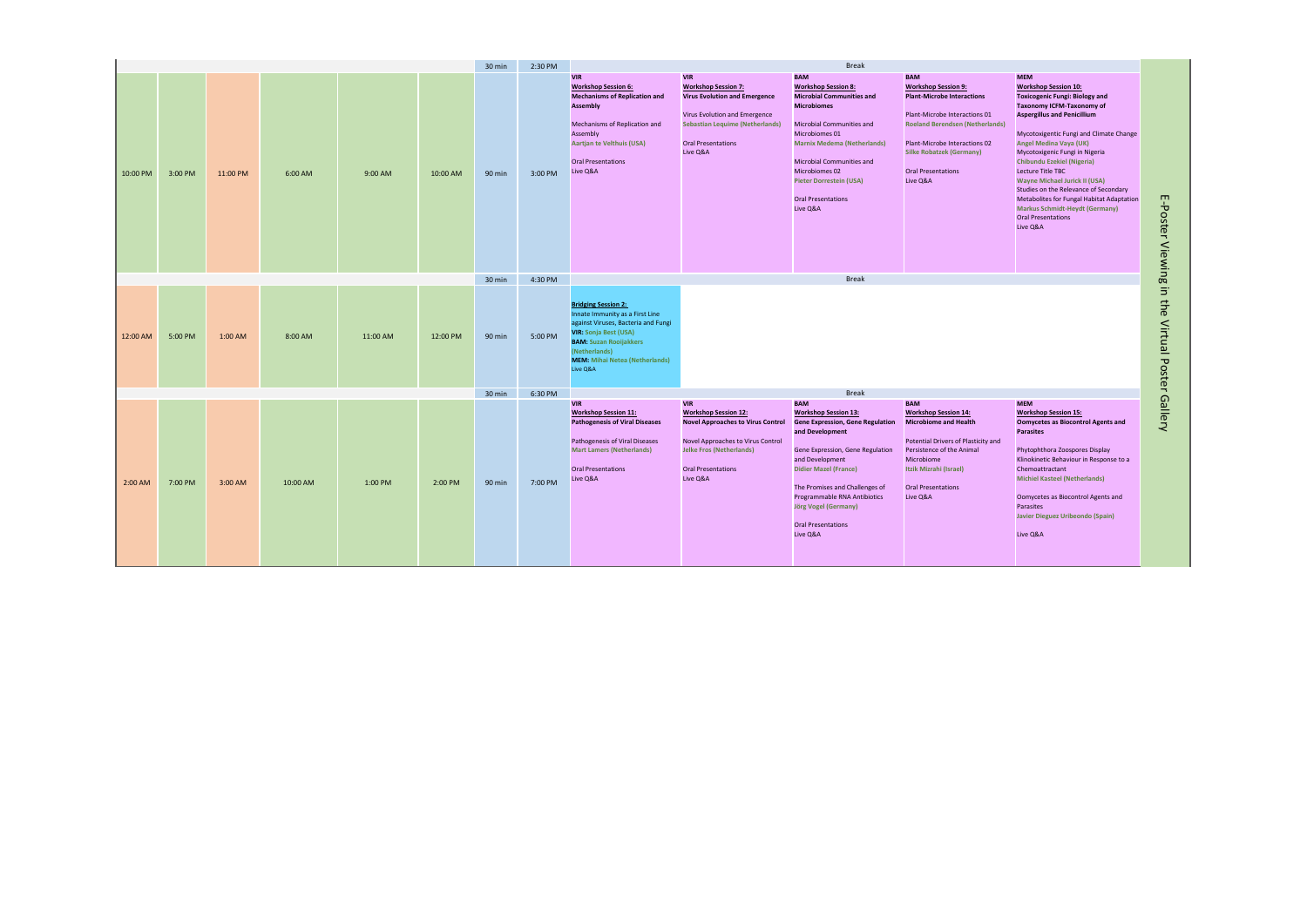| | | | | | | 30 min | 2:30 PM | Break | | | | | E-Poster Viewing in the Virtual Poster Gallery |
|---|---|---|---|---|---|---|---|---|---|---|---|---|---|
| 10:00 PM | 3:00 PM | 11:00 PM | 6:00 AM | 9:00 AM | 10:00 AM | 90 min | 3:00 PM | VIR<br>**Workshop Session 6:**<br>**Mechanisms of Replication and Assembly**<br>Mechanisms of Replication and Assembly<br>Aartjan te Velthuis (USA)<br>Oral Presentations<br>Live Q&A | VIR<br>**Workshop Session 7:**<br>**Virus Evolution and Emergence**<br>Virus Evolution and Emergence<br>Sebastian Lequime (Netherlands)<br>Oral Presentations<br>Live Q&A | BAM<br>**Workshop Session 8:**<br>**Microbial Communities and Microbiomes**<br>Microbial Communities and Microbiomes 01<br>Marnix Medema (Netherlands)<br>Microbial Communities and Microbiomes 02<br>Pieter Dorrestein (USA)<br>Oral Presentations<br>Live Q&A | BAM<br>**Workshop Session 9:**<br>**Plant-Microbe Interactions**<br>Plant-Microbe Interactions 01<br>Roeland Berendsen (Netherlands)<br>Plant-Microbe Interactions 02<br>Silke Robatzek (Germany)<br>Oral Presentations<br>Live Q&A | MEM<br>**Workshop Session 10:**<br>**Toxicogenic Fungi: Biology and Taxonomy ICFM-Taxonomy of Aspergillus and Penicillium**<br>Mycotoxigentic Fungi and Climate Change<br>Angel Medina Vaya (UK)<br>Mycotoxigenic Fungi in Nigeria<br>Chibundu Ezekiel (Nigeria)<br>Lecture Title TBC<br>Wayne Michael Jurick II (USA)<br>Studies on the Relevance of Secondary Metabolites for Fungal Habitat Adaptation<br>Markus Schmidt-Heydt (Germany)<br>Oral Presentations<br>Live Q&A | |
| | | | | | | 30 min | 4:30 PM | Break | | | | | |
| 12:00 AM | 5:00 PM | 1:00 AM | 8:00 AM | 11:00 AM | 12:00 PM | 90 min | 5:00 PM | **Bridging Session 2:**<br>Innate Immunity as a First Line against Viruses, Bacteria and Fungi<br>**VIR:** Sonja Best (USA)<br>**BAM:** Suzan Rooijakkers (Netherlands)<br>**MEM:** Mihai Netea (Netherlands)<br>Live Q&A | | | | | |
| | | | | | | 30 min | 6:30 PM | Break | | | | | |
| 2:00 AM | 7:00 PM | 3:00 AM | 10:00 AM | 1:00 PM | 2:00 PM | 90 min | 7:00 PM | VIR<br>**Workshop Session 11:**<br>**Pathogenesis of Viral Diseases**<br>Pathogenesis of Viral Diseases<br>Mart Lamers (Netherlands)<br>Oral Presentations<br>Live Q&A | VIR<br>**Workshop Session 12:**<br>**Novel Approaches to Virus Control**<br>Novel Approaches to Virus Control<br>Jelke Fros (Netherlands)<br>Oral Presentations<br>Live Q&A | BAM<br>**Workshop Session 13:**<br>**Gene Expression, Gene Regulation and Development**<br>Gene Expression, Gene Regulation and Development<br>Didier Mazel (France)<br>The Promises and Challenges of Programmable RNA Antibiotics<br>Jörg Vogel (Germany)<br>Oral Presentations<br>Live Q&A | BAM<br>**Workshop Session 14:**<br>**Microbiome and Health**<br>Potential Drivers of Plasticity and Persistence of the Animal Microbiome<br>Itzik Mizrahi (Israel)<br>Oral Presentations<br>Live Q&A | MEM<br>**Workshop Session 15:**<br>**Oomycetes as Biocontrol Agents and Parasites**<br>Phytophthora Zoospores Display Klinokinetic Behaviour in Response to a Chemoattractant<br>Michiel Kasteel (Netherlands)<br>Oomycetes as Biocontrol Agents and Parasites<br>Javier Dieguez Uribeondo (Spain)<br>Live Q&A | |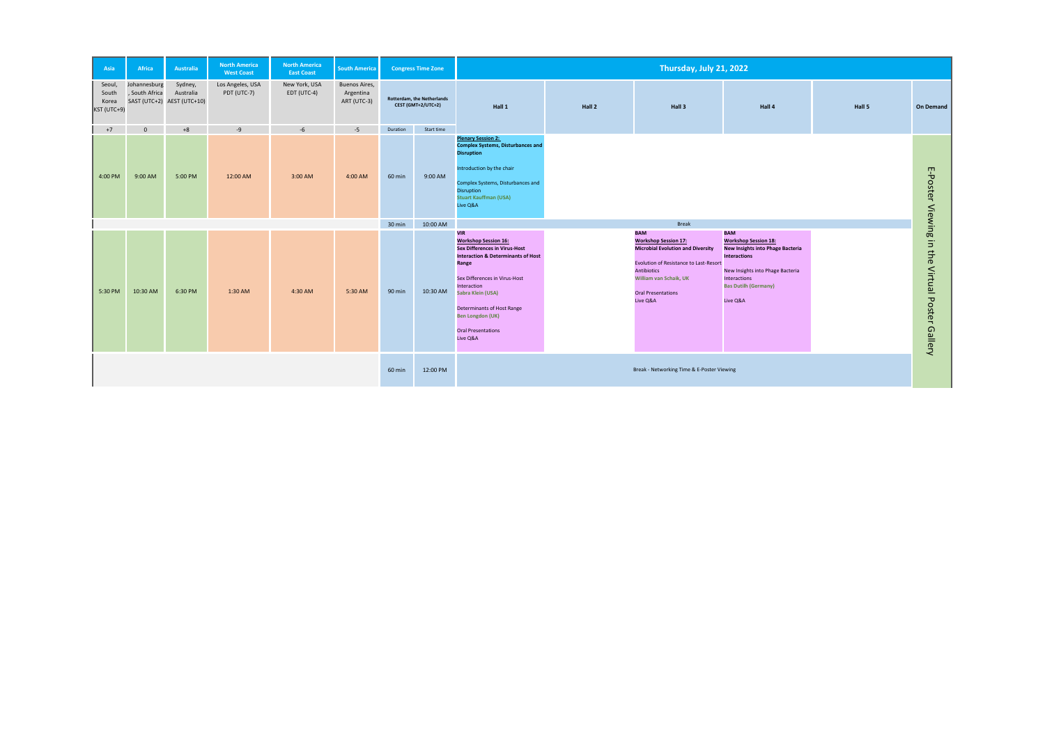| Asia | Africa | Australia | North America West Coast | North America East Coast | South America | Congress Time Zone | | Thursday, July 21, 2022 | | | | | |
|---|---|---|---|---|---|---|---|---|---|---|---|---|---|
| Seoul, South Korea KST (UTC+9) | Johannesburg, South Africa SAST (UTC+2) | Sydney, Australia AEST (UTC+10) | Los Angeles, USA PDT (UTC-7) | New York, USA EDT (UTC-4) | Buenos Aires, Argentina ART (UTC-3) | Rotterdam, the Netherlands CEST (GMT+2/UTC+2) | | Hall 1 | Hall 2 | Hall 3 | Hall 4 | Hall 5 | On Demand |
| +7 | 0 | +8 | -9 | -6 | -5 | Duration | Start time | | | | | | |
| 4:00 PM | 9:00 AM | 5:00 PM | 12:00 AM | 3:00 AM | 4:00 AM | 60 min | 9:00 AM | **Plenary Session 2:** **Complex Systems, Disturbances and Disruption** Introduction by the chair Complex Systems, Disturbances and Disruption **Stuart Kauffman (USA)** Live Q&A | | | | | E-Poster Viewing in the Virtual Poster Gallery |
| | | | | | | 30 min | 10:00 AM | Break | | | | | |
| 5:30 PM | 10:30 AM | 6:30 PM | 1:30 AM | 4:30 AM | 5:30 AM | 90 min | 10:30 AM | **VIR** **Workshop Session 16:** **Sex Differences in Virus-Host Interaction & Determinants of Host Range** Sex Differences in Virus-Host Interaction **Sabra Klein (USA)** Determinants of Host Range **Ben Longdon (UK)** Oral Presentations Live Q&A | | **BAM** **Workshop Session 17:** **Microbial Evolution and Diversity** Evolution of Resistance to Last-Resort Antibiotics **William van Schaik, UK** Oral Presentations Live Q&A | **BAM** **Workshop Session 18:** **New Insights into Phage Bacteria Interactions** New Insights into Phage Bacteria Interactions **Bas Dutilh (Germany)** Live Q&A | | |
| | | | | | | 60 min | 12:00 PM | Break - Networking Time & E-Poster Viewing | | | | | |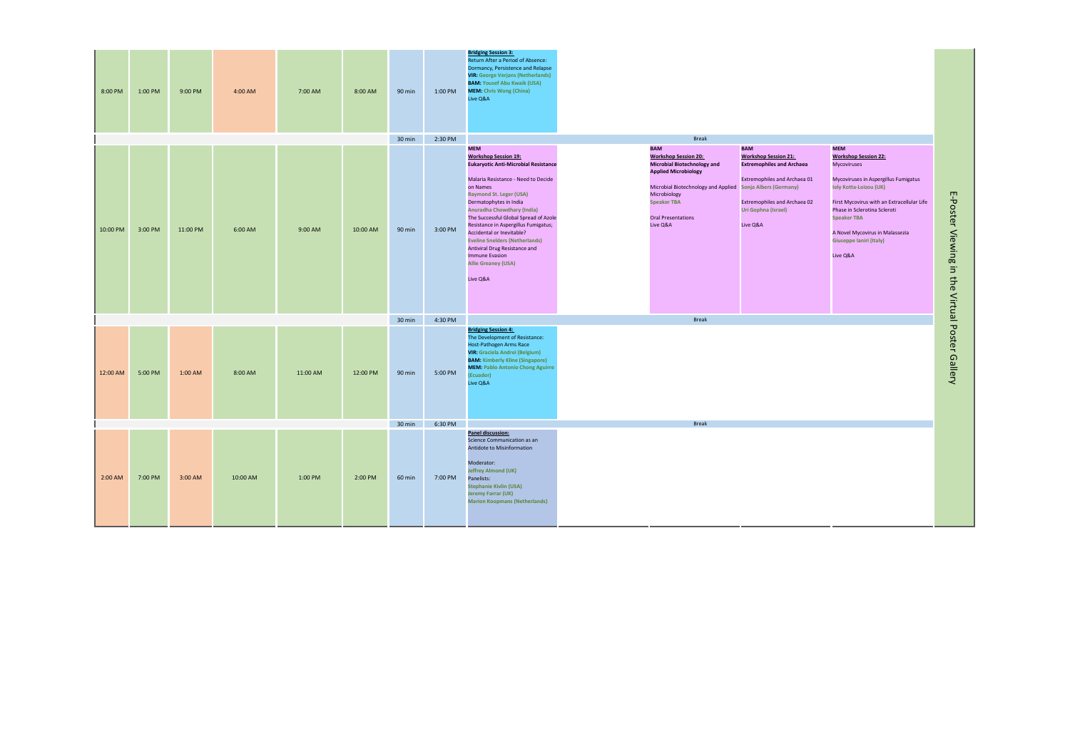| | | | | | | | | | | | | | |
|---|---|---|---|---|---|---|---|---|---|---|---|---|---|
| 8:00 PM | 1:00 PM | 9:00 PM | 4:00 AM | 7:00 AM | 8:00 AM | 90 min | 1:00 PM | **Bridging Session 3:** Return After a Period of Absence: Dormancy, Persistence and Relapse **VIR:** George Verjans (Netherlands) **BAM:** Yousef Abu Kwaik (USA) **MEM:** Chris Wong (China) Live Q&A | | | | | E-Poster Viewing in the Virtual Poster Gallery |
| | | | | | | 30 min | 2:30 PM | Break | | | | | |
| 10:00 PM | 3:00 PM | 11:00 PM | 6:00 AM | 9:00 AM | 10:00 AM | 90 min | 3:00 PM | **MEM** **Workshop Session 19: Eukaryotic Anti-Microbial Resistance** Malaria Resistance - Need to Decide on Names Raymond St. Leger (USA) Dermatophytes in India Anuradha Chowdhary (India) The Successful Global Spread of Azole Resistance in Aspergillus Fumigatus; Accidental or Inevitable? Eveline Snelders (Netherlands) Antiviral Drug Resistance and Immune Evasion Allie Greaney (USA) Live Q&A | | **BAM** **Workshop Session 20: Microbial Biotechnology and Applied Microbiology** Microbial Biotechnology and Applied Microbiology Speaker TBA Oral Presentations Live Q&A | **BAM** **Workshop Session 21: Extremophiles and Archaea** Extremophiles and Archaea 01 Sonja Albers (Germany) Extremophiles and Archaea 02 Uri Gophna (Israel) Live Q&A | **MEM** **Workshop Session 22:** Mycoviruses Mycoviruses in Aspergillus Fumigatus Ioly Kotta-Loizou (UK) First Mycovirus with an Extracellular Life Phase in Sclerotina Scleroti Speaker TBA A Novel Mycovirus in Malassezia Giuseppe Ianiri (Italy) Live Q&A | |
| | | | | | | 30 min | 4:30 PM | Break | | | | | |
| 12:00 AM | 5:00 PM | 1:00 AM | 8:00 AM | 11:00 AM | 12:00 PM | 90 min | 5:00 PM | **Bridging Session 4:** The Development of Resistance: Host-Pathogen Arms Race **VIR:** Graciela Andrei (Belgium) **BAM:** Kimberly Kline (Singapore) **MEM:** Pablo Antonio Chong Aguirre (Ecuador) Live Q&A | | | | | |
| | | | | | | 30 min | 6:30 PM | Break | | | | | |
| 2:00 AM | 7:00 PM | 3:00 AM | 10:00 AM | 1:00 PM | 2:00 PM | 60 min | 7:00 PM | **Panel discussion:** Science Communication as an Antidote to Misinformation Moderator: Jeffrey Almond (UK) Panelists: Stephanie Kivlin (USA) Jeremy Farrar (UK) Marion Koopmans (Netherlands) | | | | | |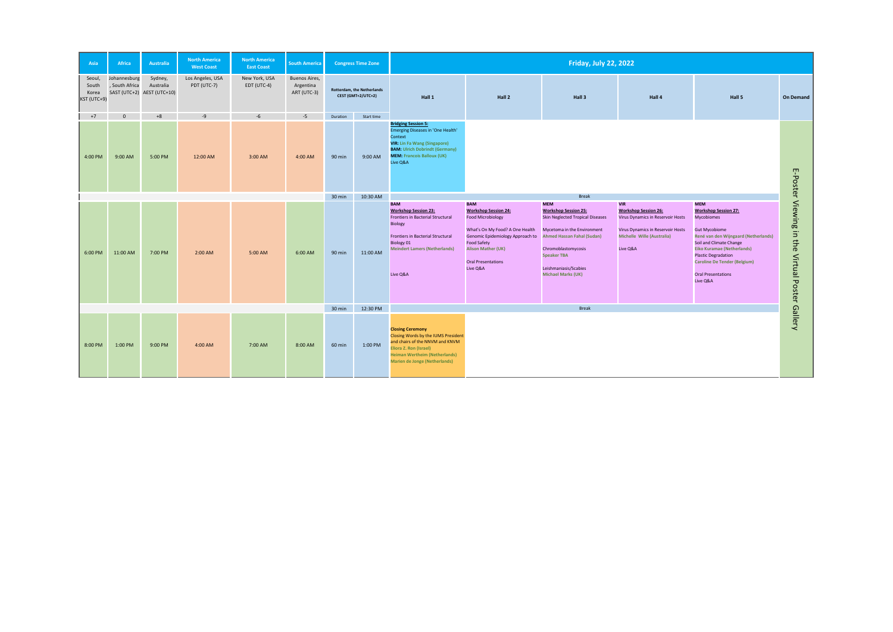| Asia | Africa | Australia | North America West Coast | North America East Coast | South America | Congress Time Zone | | Friday, July 22, 2022 | | | | | |
|---|---|---|---|---|---|---|---|---|---|---|---|---|---|
| Seoul, South Korea KST (UTC+9) | Johannesburg, South Africa SAST (UTC+2) | Sydney, Australia AEST (UTC+10) | Los Angeles, USA PDT (UTC-7) | New York, USA EDT (UTC-4) | Buenos Aires, Argentina ART (UTC-3) | Rotterdam, the Netherlands CEST (GMT+2/UTC+2) | | Hall 1 | Hall 2 | Hall 3 | Hall 4 | Hall 5 | On Demand |
| +7 | 0 | +8 | -9 | -6 | -5 | Duration | Start time | | | | | | |
| 4:00 PM | 9:00 AM | 5:00 PM | 12:00 AM | 3:00 AM | 4:00 AM | 90 min | 9:00 AM | **Bridging Session 5:** Emerging Diseases in 'One Health' Context<br>**VIR:** Lin Fa Wang (Singapore)<br>**BAM:** Ulrich Dobrindt (Germany)<br>**MEM:** Francois Balloux (UK)<br>Live Q&A | | | | | E-Poster Viewing in the Virtual Poster Gallery |
| | | | | | | 30 min | 10:30 AM | Break | | | | | |
| 6:00 PM | 11:00 AM | 7:00 PM | 2:00 AM | 5:00 AM | 6:00 AM | 90 min | 11:00 AM | **BAM**<br>**Workshop Session 23:**<br>Frontiers in Bacterial Structural Biology<br><br>Frontiers in Bacterial Structural Biology 01<br>Meindert Lamers (Netherlands)<br><br>Live Q&A | **BAM**<br>**Workshop Session 24:**<br>Food Microbiology<br><br>What's On My Food? A One Health Genomic Epidemiology Approach to Food Safety<br>Alison Mather (UK)<br><br>Oral Presentations<br>Live Q&A | **MEM**<br>**Workshop Session 25:**<br>Skin Neglected Tropical Diseases<br><br>Mycetoma in the Environment<br>Ahmed Hassan Fahal (Sudan)<br><br>Chromoblastomycosis<br>Speaker TBA<br><br>Leishmaniasis/Scabies<br>Michael Marks (UK) | **VIR**<br>**Workshop Session 26:**<br>Virus Dynamics in Reservoir Hosts<br><br>Virus Dynamics in Reservoir Hosts<br>Michelle Wille (Australia)<br><br>Live Q&A | **MEM**<br>**Workshop Session 27:**<br>Mycobiomes<br><br>Gut Mycobiome<br>René van den Wijngaard (Netherlands)<br>Soil and Climate Change<br>Eiko Kuramae (Netherlands)<br>Plastic Degradation<br>Caroline De Tender (Belgium)<br><br>Oral Presentations<br>Live Q&A | |
| | | | | | | 30 min | 12:30 PM | Break | | | | | |
| 8:00 PM | 1:00 PM | 9:00 PM | 4:00 AM | 7:00 AM | 8:00 AM | 60 min | 1:00 PM | **Closing Ceremony**<br>Closing Words by the IUMS President and chairs of the NNVM and KNVM<br>Eliora Z. Ron (Israel)<br>Heiman Wertheim (Netherlands)<br>Marien de Jonge (Netherlands) | | | | | |